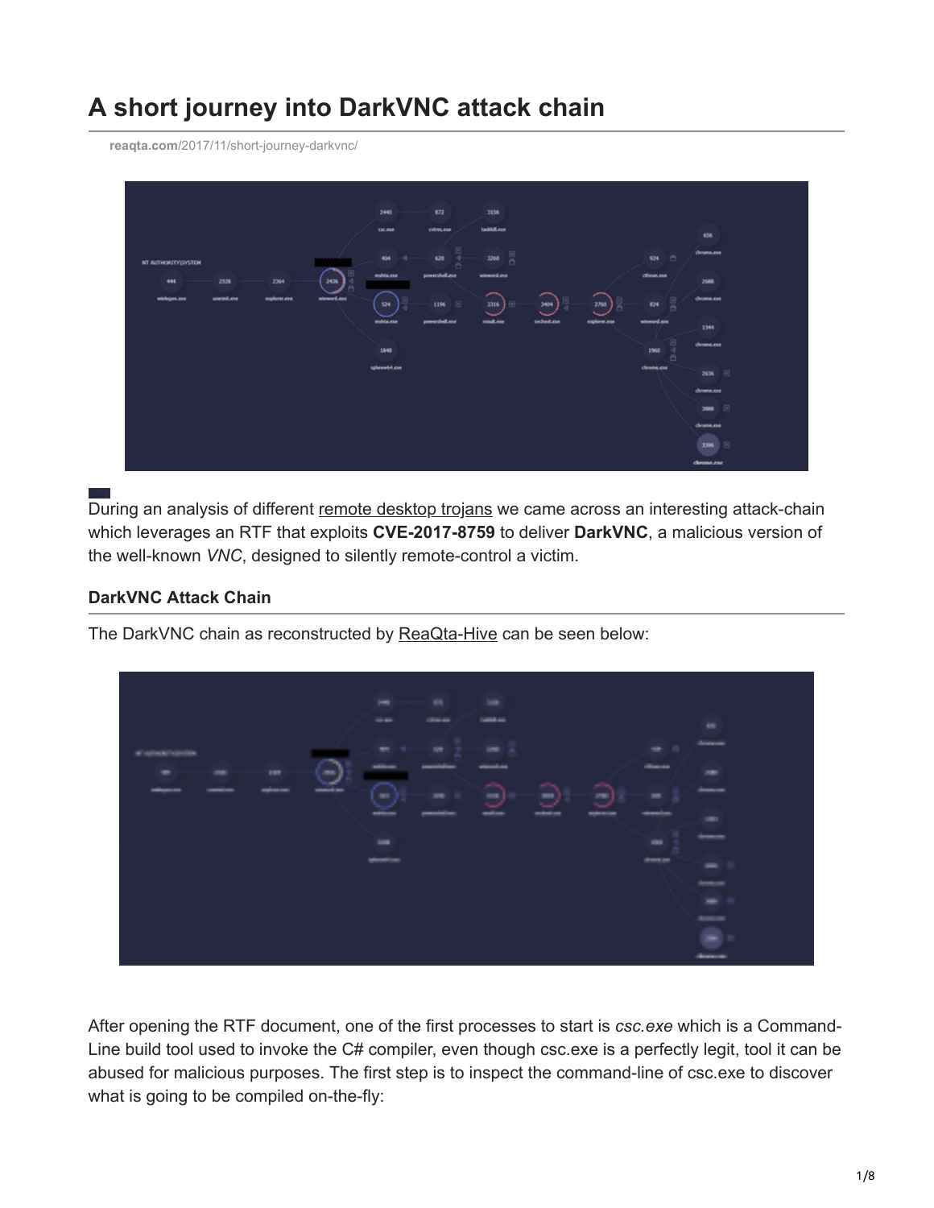# A short journey into DarkVNC attack chain

reaqta.com/2017/11/short-journey-darkvnc/

During an analysis of different remote desktop trojans we came across an interesting attack-chain which leverages an RTF that exploits **CVE-2017-8759** to deliver **DarkVNC**, a malicious version of the well-known *VNC*, designed to silently remote-control a victim.

### DarkVNC Attack Chain

The DarkVNC chain as reconstructed by ReaQta-Hive can be seen below:

After opening the RTF document, one of the first processes to start is *csc.exe* which is a Command-Line build tool used to invoke the C# compiler, even though csc.exe is a perfectly legit, tool it can be abused for malicious purposes. The first step is to inspect the command-line of csc.exe to discover what is going to be compiled on-the-fly: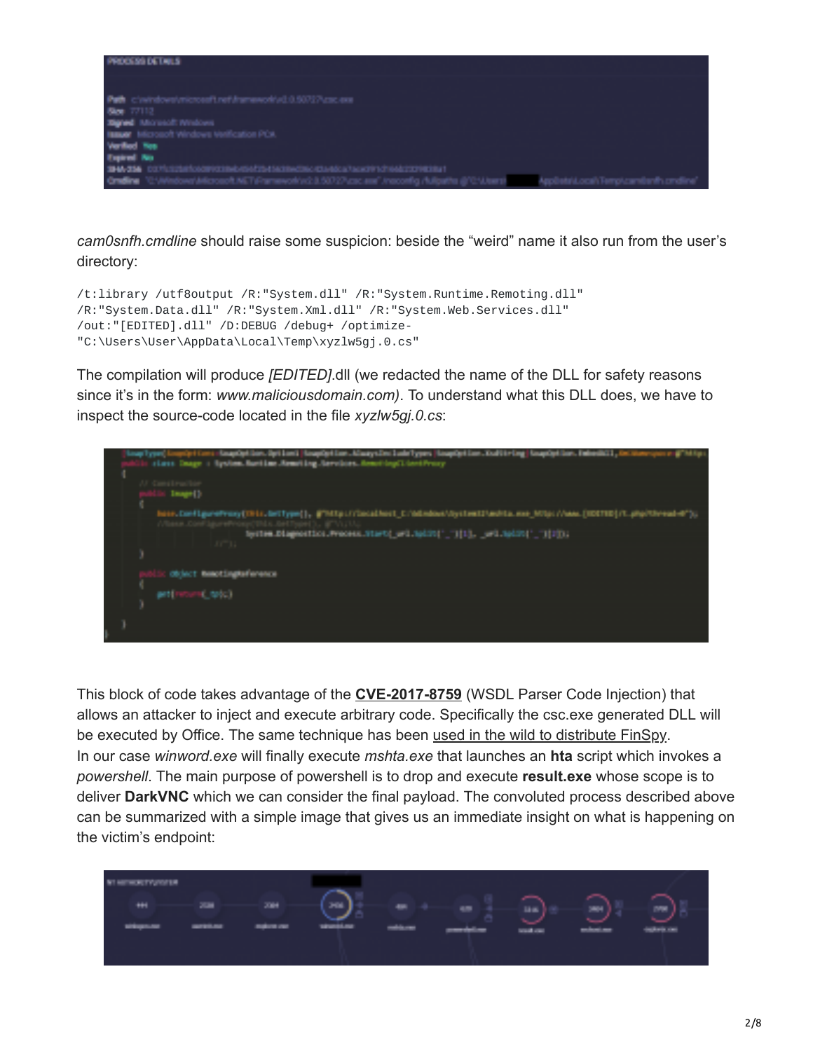*cam0snfh.cmdline* should raise some suspicion: beside the "weird" name it also run from the user's directory:

```
/t:library /utf8output /R:"System.dll" /R:"System.Runtime.Remoting.dll"
/R:"System.Data.dll" /R:"System.Xml.dll" /R:"System.Web.Services.dll"
/out:"[EDITED].dll" /D:DEBUG /debug+ /optimize-
"C:\Users\User\AppData\Local\Temp\xyzlw5gj.0.cs"
```

The compilation will produce *[EDITED]*.dll (we redacted the name of the DLL for safety reasons since it's in the form: *www.maliciousdomain.com)*. To understand what this DLL does, we have to inspect the source-code located in the file *xyzlw5gj.0.cs*:

This block of code takes advantage of the **CVE-2017-8759** (WSDL Parser Code Injection) that allows an attacker to inject and execute arbitrary code. Specifically the csc.exe generated DLL will be executed by Office. The same technique has been used in the wild to distribute FinSpy. In our case *winword.exe* will finally execute *mshta.exe* that launches an **hta** script which invokes a *powershell*. The main purpose of powershell is to drop and execute **result.exe** whose scope is to deliver **DarkVNC** which we can consider the final payload. The convoluted process described above can be summarized with a simple image that gives us an immediate insight on what is happening on the victim's endpoint: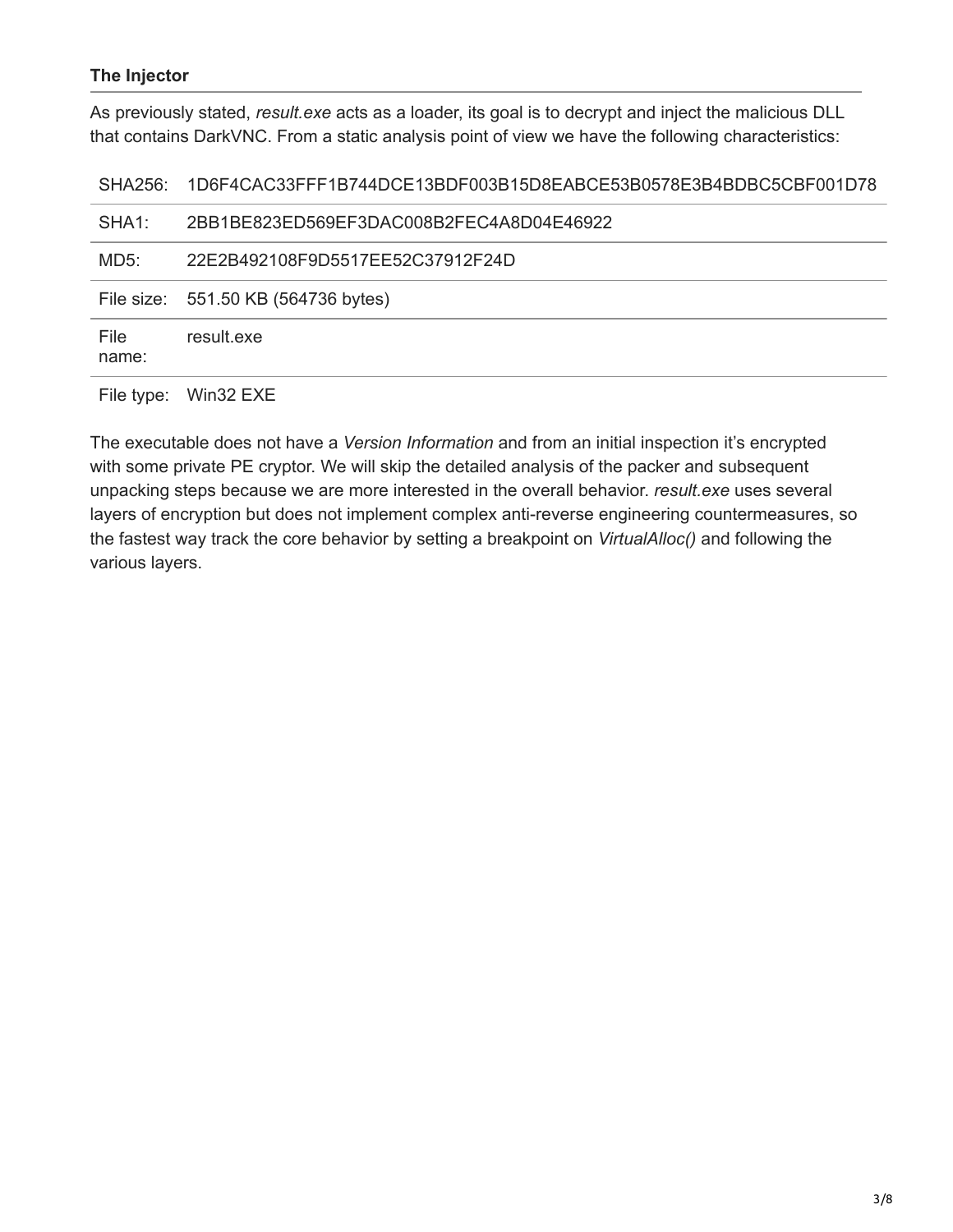### The Injector

As previously stated, *result.exe* acts as a loader, its goal is to decrypt and inject the malicious DLL that contains DarkVNC. From a static analysis point of view we have the following characteristics:

| | |
|---|---|
| SHA256: | 1D6F4CAC33FFF1B744DCE13BDF003B15D8EABCE53B0578E3B4BDBC5CBF001D78 |
| SHA1: | 2BB1BE823ED569EF3DAC008B2FEC4A8D04E46922 |
| MD5: | 22E2B492108F9D5517EE52C37912F24D |
| File size: | 551.50 KB (564736 bytes) |
| File name: | result.exe |
| File type: | Win32 EXE |

The executable does not have a *Version Information* and from an initial inspection it's encrypted with some private PE cryptor. We will skip the detailed analysis of the packer and subsequent unpacking steps because we are more interested in the overall behavior. *result.exe* uses several layers of encryption but does not implement complex anti-reverse engineering countermeasures, so the fastest way track the core behavior by setting a breakpoint on *VirtualAlloc()* and following the various layers.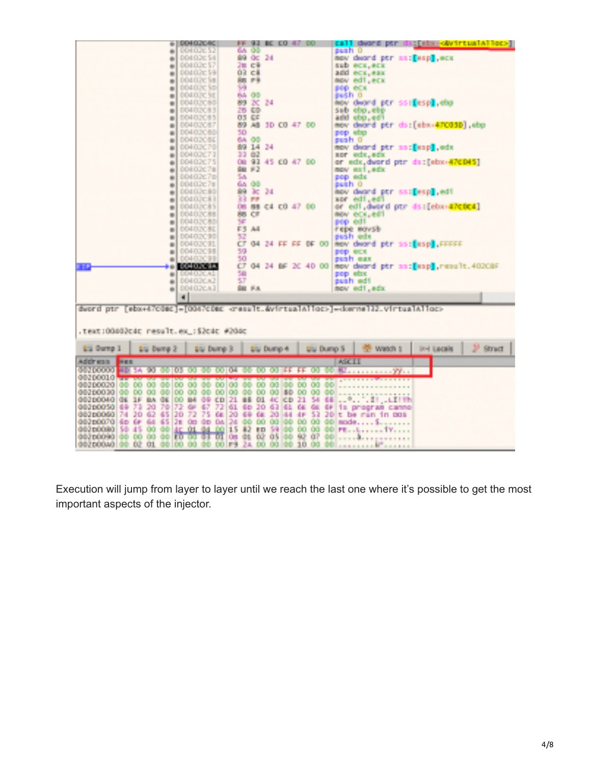Execution will jump from layer to layer until we reach the last one where it's possible to get the most important aspects of the injector.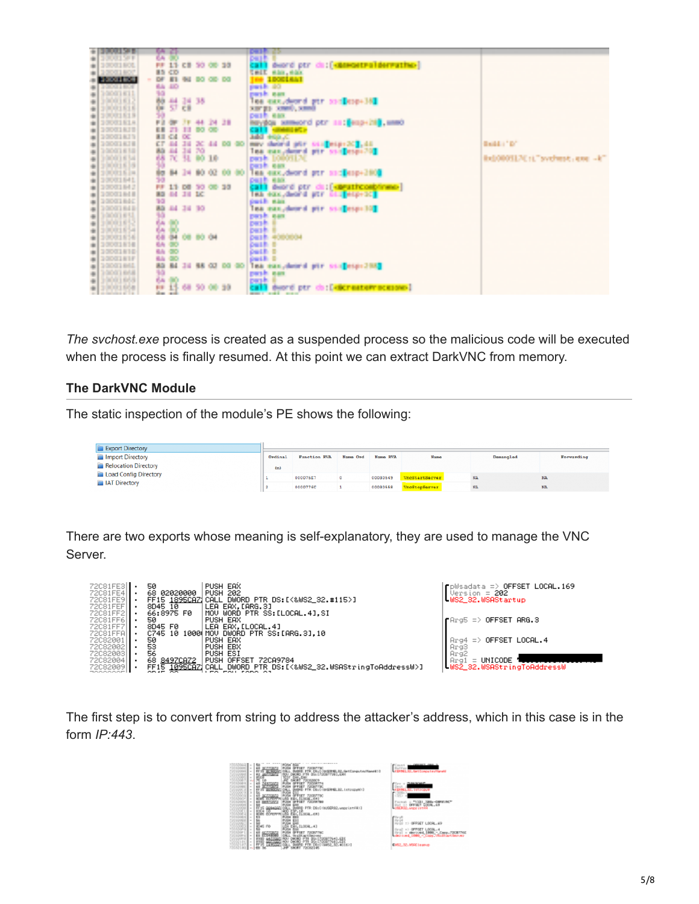The *svchost.exe* process is created as a suspended process so the malicious code will be executed when the process is finally resumed. At this point we can extract DarkVNC from memory.

### The DarkVNC Module

The static inspection of the module's PE shows the following:

There are two exports whose meaning is self-explanatory, they are used to manage the VNC Server.

```
72C81FE3 | 50            | PUSH EAX                                  | pWsadata => OFFSET LOCAL.169
72C81FE4 | 68 02020000   | PUSH 202                                  | Version = 202
72C81FE9 | FF15 1895CA72 | CALL DWORD PTR DS:[<&WS2_32.#115>]        | WS2_32.WSAStartup
72C81FEF | 8D45 10       | LEA EAX,[ARG.3]                           |
72C81FF2 | 66:8975 F0    | MOV WORD PTR SS:[LOCAL.4],SI              |
72C81FF6 | 50            | PUSH EAX                                  | Arg5 => OFFSET ARG.3
72C81FF7 | 8D45 F0       | LEA EAX,[LOCAL.4]                         |
72C81FFA | C745 10 1000  | MOV DWORD PTR SS:[ARG.3],10               |
72C82001 | 50            | PUSH EAX                                  | Arg4 => OFFSET LOCAL.4
72C82002 | 53            | PUSH EBX                                  | Arg3
72C82003 | 56            | PUSH ESI                                  | Arg2
72C82004 | 68 8497CA72   | PUSH OFFSET 72CA9784                      | Arg1 = UNICODE "
72C82009 | FF15 1095CA72 | CALL DWORD PTR DS:[<&WS2_32.WSAStringToAddressW>] | WS2_32.WSAStringToAddressW
```

The first step is to convert from string to address the attacker's address, which in this case is in the form *IP:443*.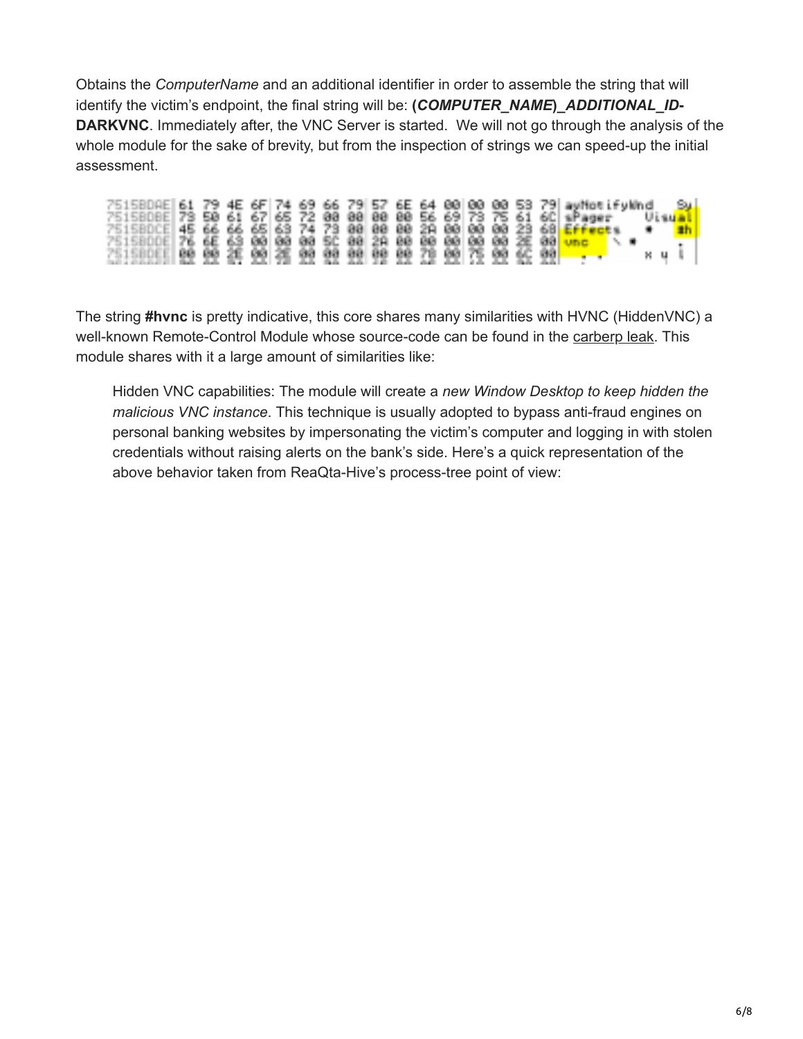Obtains the *ComputerName* and an additional identifier in order to assemble the string that will identify the victim's endpoint, the final string will be: **(*COMPUTER_NAME*)_*ADDITIONAL_ID*-DARKVNC**. Immediately after, the VNC Server is started. We will not go through the analysis of the whole module for the sake of brevity, but from the inspection of strings we can speed-up the initial assessment.

The string **#hvnc** is pretty indicative, this core shares many similarities with HVNC (HiddenVNC) a well-known Remote-Control Module whose source-code can be found in the carberp leak. This module shares with it a large amount of similarities like:

> Hidden VNC capabilities: The module will create a *new Window Desktop to keep hidden the malicious VNC instance*. This technique is usually adopted to bypass anti-fraud engines on personal banking websites by impersonating the victim's computer and logging in with stolen credentials without raising alerts on the bank's side. Here's a quick representation of the above behavior taken from ReaQta-Hive's process-tree point of view: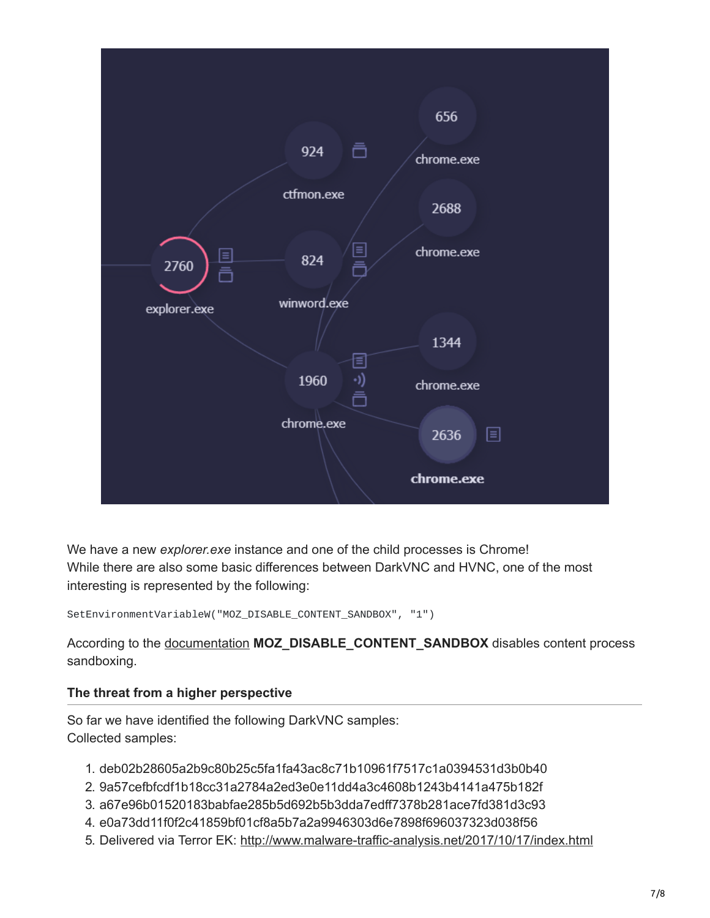We have a new *explorer.exe* instance and one of the child processes is Chrome!
While there are also some basic differences between DarkVNC and HVNC, one of the most interesting is represented by the following:

```
SetEnvironmentVariableW("MOZ_DISABLE_CONTENT_SANDBOX", "1")
```

According to the documentation **MOZ_DISABLE_CONTENT_SANDBOX** disables content process sandboxing.

### The threat from a higher perspective

So far we have identified the following DarkVNC samples:
Collected samples:

1. deb02b28605a2b9c80b25c5fa1fa43ac8c71b10961f7517c1a0394531d3b0b40
2. 9a57cefbfcdf1b18cc31a2784a2ed3e0e11dd4a3c4608b1243b4141a475b182f
3. a67e96b01520183babfae285b5d692b5b3dda7edff7378b281ace7fd381d3c93
4. e0a73dd11f0f2c41859bf01cf8a5b7a2a9946303d6e7898f696037323d038f56
5. Delivered via Terror EK: http://www.malware-traffic-analysis.net/2017/10/17/index.html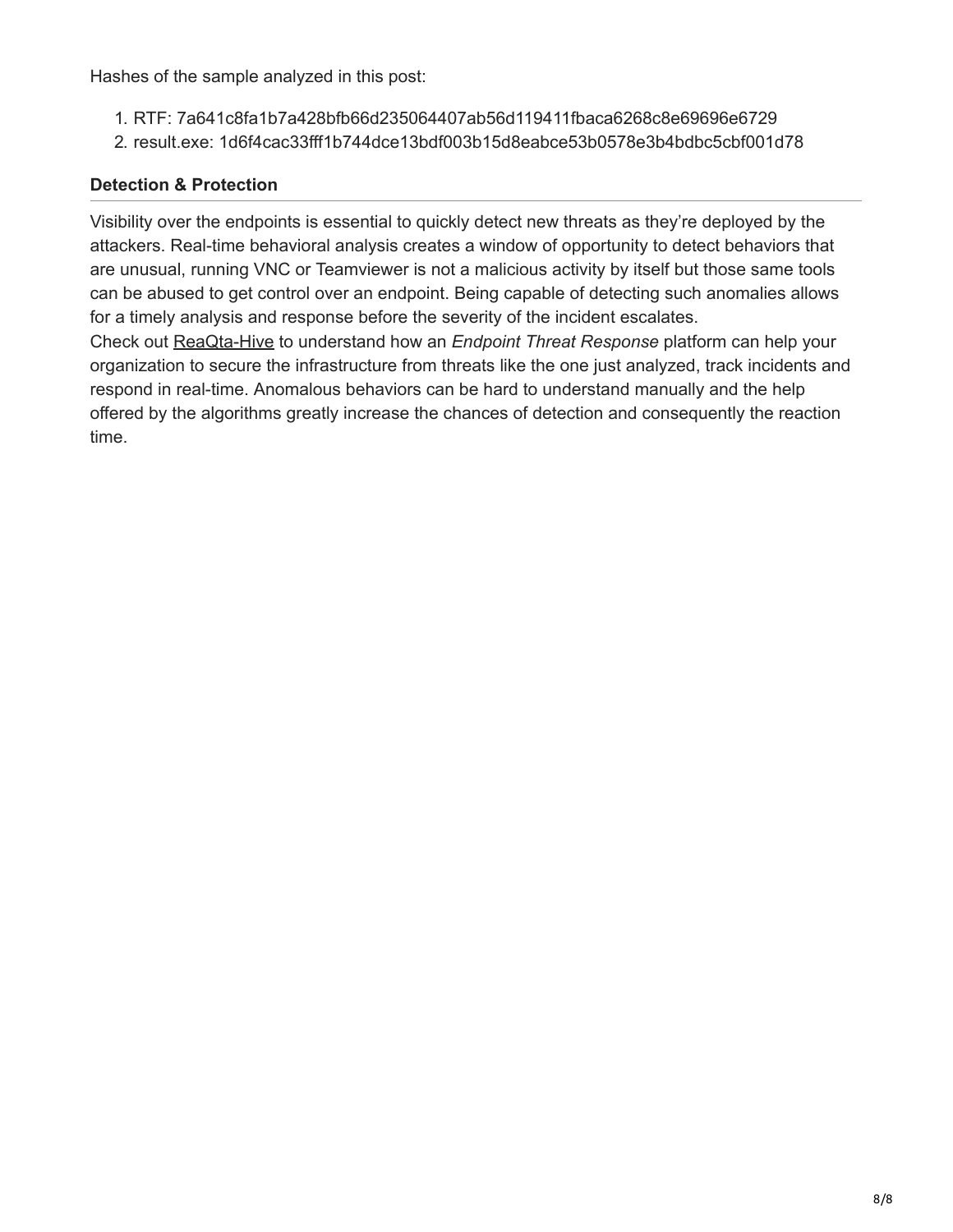Hashes of the sample analyzed in this post:

1. RTF: 7a641c8fa1b7a428bfb66d235064407ab56d119411fbaca6268c8e69696e6729
2. result.exe: 1d6f4cac33fff1b744dce13bdf003b15d8eabce53b0578e3b4bdbc5cbf001d78

### Detection & Protection

Visibility over the endpoints is essential to quickly detect new threats as they're deployed by the attackers. Real-time behavioral analysis creates a window of opportunity to detect behaviors that are unusual, running VNC or Teamviewer is not a malicious activity by itself but those same tools can be abused to get control over an endpoint. Being capable of detecting such anomalies allows for a timely analysis and response before the severity of the incident escalates.
Check out ReaQta-Hive to understand how an *Endpoint Threat Response* platform can help your organization to secure the infrastructure from threats like the one just analyzed, track incidents and respond in real-time. Anomalous behaviors can be hard to understand manually and the help offered by the algorithms greatly increase the chances of detection and consequently the reaction time.